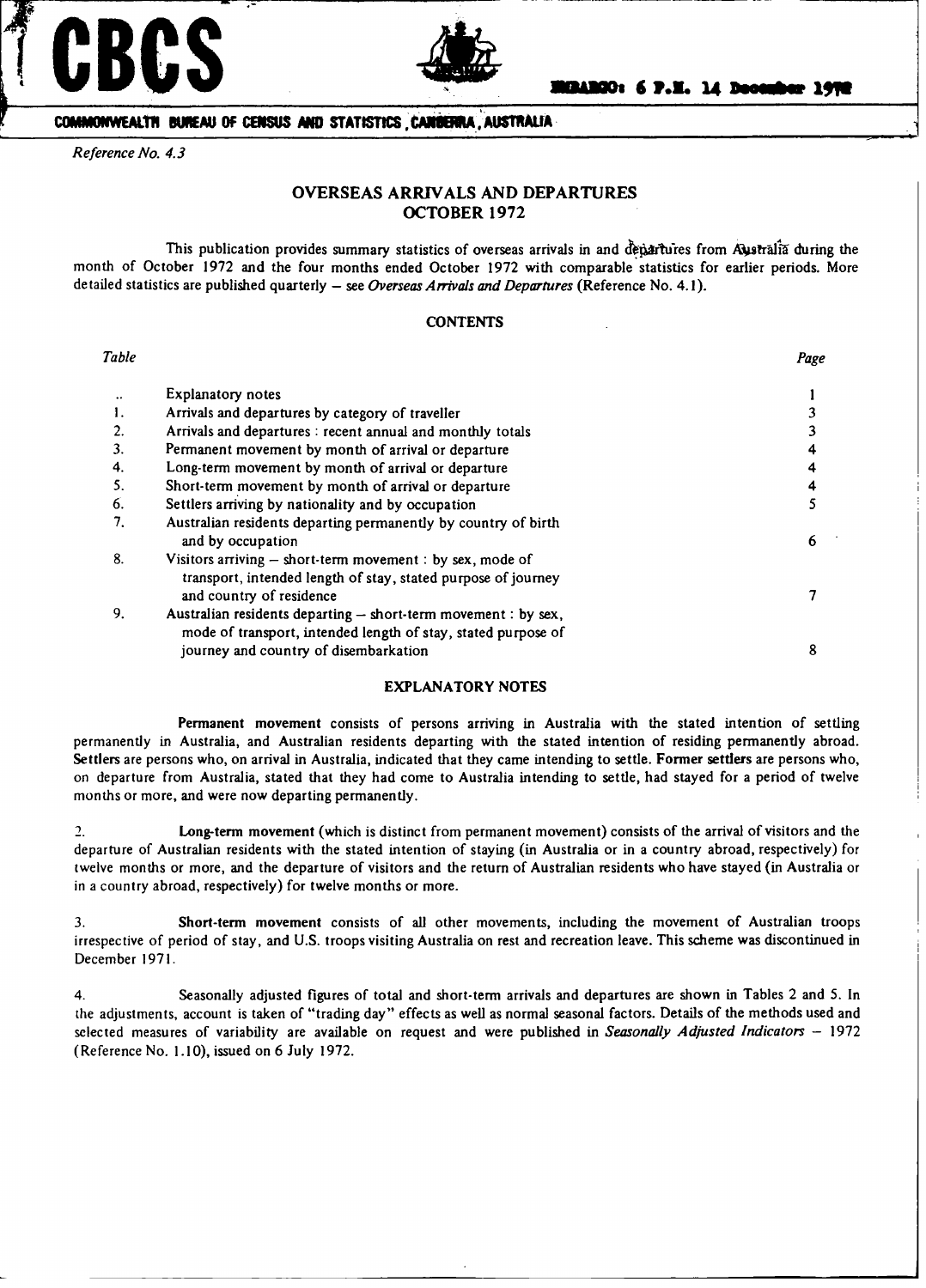CBCS

EMBARGO: 6 P.M. 14 December 1972

COMMONWEALTH BUREAU OF CENSUS AND STATISTICS, CANBERRA, AUSTRALIA

*Reference No. 4.3*

# OVERSEAS ARRIVALS AND DEPARTURES
## OCTOBER 1972

This publication provides summary statistics of overseas arrivals in and departures from Australia during the month of October 1972 and the four months ended October 1972 with comparable statistics for earlier periods. More detailed statistics are published quarterly – see *Overseas Arrivals and Departures* (Reference No. 4.1).

### CONTENTS

| *Table* | | *Page* |
|---|---|---|
| .. | Explanatory notes | 1 |
| 1. | Arrivals and departures by category of traveller | 3 |
| 2. | Arrivals and departures : recent annual and monthly totals | 3 |
| 3. | Permanent movement by month of arrival or departure | 4 |
| 4. | Long-term movement by month of arrival or departure | 4 |
| 5. | Short-term movement by month of arrival or departure | 4 |
| 6. | Settlers arriving by nationality and by occupation | 5 |
| 7. | Australian residents departing permanently by country of birth and by occupation | 6 |
| 8. | Visitors arriving – short-term movement : by sex, mode of transport, intended length of stay, stated purpose of journey and country of residence | 7 |
| 9. | Australian residents departing – short-term movement : by sex, mode of transport, intended length of stay, stated purpose of journey and country of disembarkation | 8 |

### EXPLANATORY NOTES

**Permanent movement** consists of persons arriving in Australia with the stated intention of settling permanently in Australia, and Australian residents departing with the stated intention of residing permanently abroad. **Settlers** are persons who, on arrival in Australia, indicated that they came intending to settle. **Former settlers** are persons who, on departure from Australia, stated that they had come to Australia intending to settle, had stayed for a period of twelve months or more, and were now departing permanently.

2. **Long-term movement** (which is distinct from permanent movement) consists of the arrival of visitors and the departure of Australian residents with the stated intention of staying (in Australia or in a country abroad, respectively) for twelve months or more, and the departure of visitors and the return of Australian residents who have stayed (in Australia or in a country abroad, respectively) for twelve months or more.

3. **Short-term movement** consists of all other movements, including the movement of Australian troops irrespective of period of stay, and U.S. troops visiting Australia on rest and recreation leave. This scheme was discontinued in December 1971.

4. Seasonally adjusted figures of total and short-term arrivals and departures are shown in Tables 2 and 5. In the adjustments, account is taken of "trading day" effects as well as normal seasonal factors. Details of the methods used and selected measures of variability are available on request and were published in *Seasonally Adjusted Indicators – 1972* (Reference No. 1.10), issued on 6 July 1972.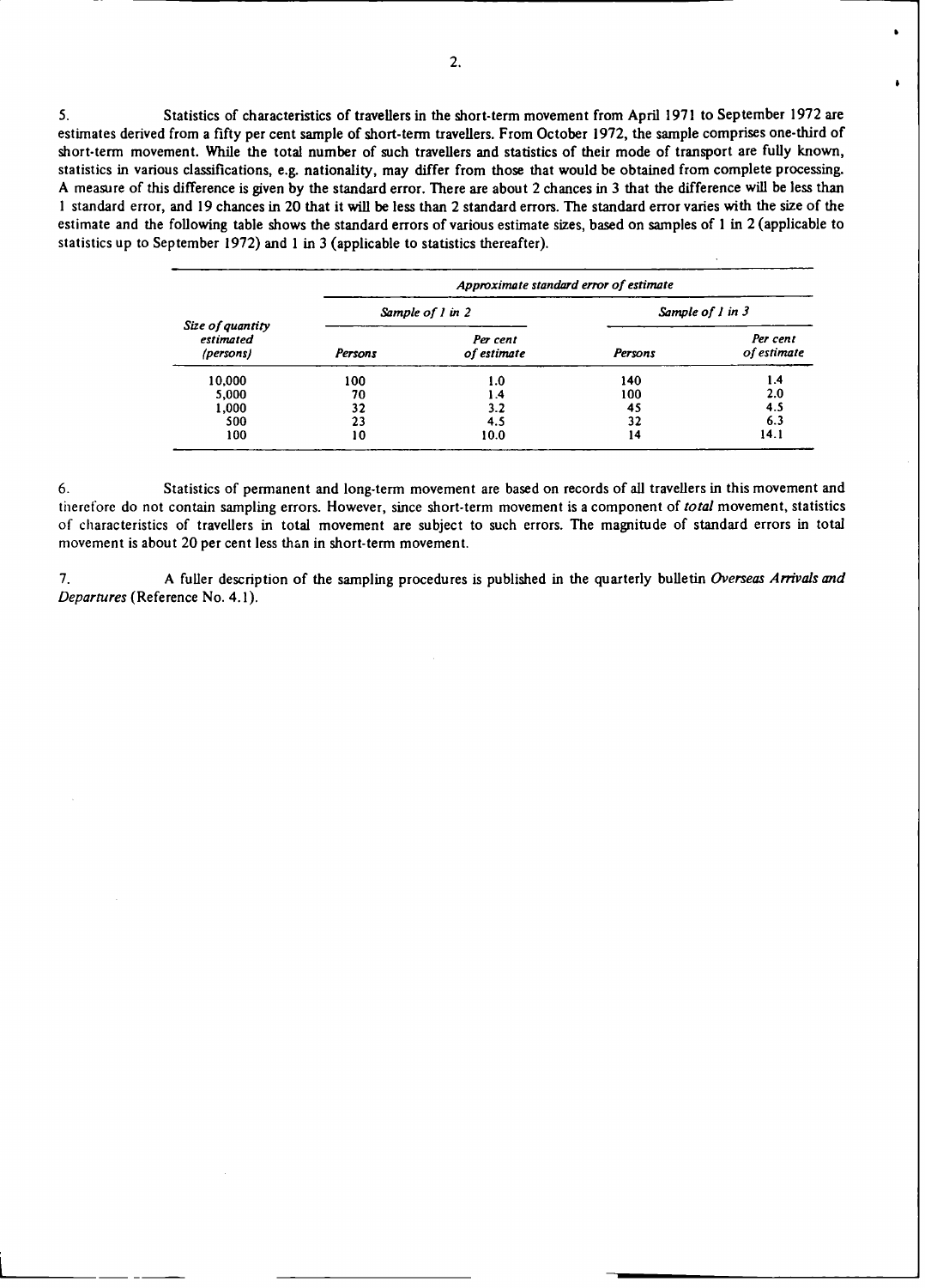5. Statistics of characteristics of travellers in the short-term movement from April 1971 to September 1972 are estimates derived from a fifty per cent sample of short-term travellers. From October 1972, the sample comprises one-third of short-term movement. While the total number of such travellers and statistics of their mode of transport are fully known, statistics in various classifications, e.g. nationality, may differ from those that would be obtained from complete processing. A measure of this difference is given by the standard error. There are about 2 chances in 3 that the difference will be less than 1 standard error, and 19 chances in 20 that it will be less than 2 standard errors. The standard error varies with the size of the estimate and the following table shows the standard errors of various estimate sizes, based on samples of 1 in 2 (applicable to statistics up to September 1972) and 1 in 3 (applicable to statistics thereafter).

| | *Approximate standard error of estimate* | | | |
|---|---|---|---|---|
| | *Sample of 1 in 2* | | *Sample of 1 in 3* | |
| *Size of quantity estimated (persons)* | *Persons* | *Per cent of estimate* | *Persons* | *Per cent of estimate* |
| 10,000 | 100 | 1.0 | 140 | 1.4 |
| 5,000 | 70 | 1.4 | 100 | 2.0 |
| 1,000 | 32 | 3.2 | 45 | 4.5 |
| 500 | 23 | 4.5 | 32 | 6.3 |
| 100 | 10 | 10.0 | 14 | 14.1 |

6. Statistics of permanent and long-term movement are based on records of all travellers in this movement and therefore do not contain sampling errors. However, since short-term movement is a component of *total* movement, statistics of characteristics of travellers in total movement are subject to such errors. The magnitude of standard errors in total movement is about 20 per cent less than in short-term movement.

7. A fuller description of the sampling procedures is published in the quarterly bulletin *Overseas Arrivals and Departures* (Reference No. 4.1).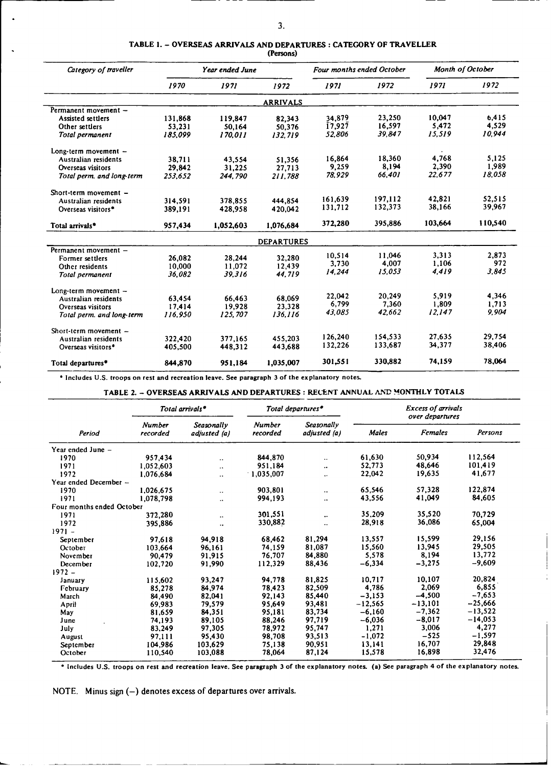## TABLE 1. – OVERSEAS ARRIVALS AND DEPARTURES : CATEGORY OF TRAVELLER

(Persons)

| *Category of traveller* | *Year ended June* | | | *Four months ended October* | | *Month of October* | |
|---|---|---|---|---|---|---|---|
| | *1970* | *1971* | *1972* | *1971* | *1972* | *1971* | *1972* |
| | | | **ARRIVALS** | | | | |
| Permanent movement – | | | | | | | |
| Assisted settlers | 131,868 | 119,847 | 82,343 | 34,879 | 23,250 | 10,047 | 6,415 |
| Other settlers | 53,231 | 50,164 | 50,376 | 17,927 | 16,597 | 5,472 | 4,529 |
| *Total permanent* | *185,099* | *170,011* | *132,719* | *52,806* | *39,847* | *15,519* | *10,944* |
| Long-term movement – | | | | | | | |
| Australian residents | 38,711 | 43,554 | 51,356 | 16,864 | 18,360 | 4,768 | 5,125 |
| Overseas visitors | 29,842 | 31,225 | 27,713 | 9,259 | 8,194 | 2,390 | 1,989 |
| *Total perm. and long-term* | *253,652* | *244,790* | *211,788* | *78,929* | *66,401* | *22,677* | *18,058* |
| Short-term movement – | | | | | | | |
| Australian residents | 314,591 | 378,855 | 444,854 | 161,639 | 197,112 | 42,821 | 52,515 |
| Overseas visitors* | 389,191 | 428,958 | 420,042 | 131,712 | 132,373 | 38,166 | 39,967 |
| **Total arrivals*** | **957,434** | **1,052,603** | **1,076,684** | **372,280** | **395,886** | **103,664** | **110,540** |
| | | | **DEPARTURES** | | | | |
| Permanent movement – | | | | | | | |
| Former settlers | 26,082 | 28,244 | 32,280 | 10,514 | 11,046 | 3,313 | 2,873 |
| Other residents | 10,000 | 11,072 | 12,439 | 3,730 | 4,007 | 1,106 | 972 |
| *Total permanent* | *36,082* | *39,316* | *44,719* | *14,244* | *15,053* | *4,419* | *3,845* |
| Long-term movement – | | | | | | | |
| Australian residents | 63,454 | 66,463 | 68,069 | 22,042 | 20,249 | 5,919 | 4,346 |
| Overseas visitors | 17,414 | 19,928 | 23,328 | 6,799 | 7,360 | 1,809 | 1,713 |
| *Total perm. and long-term* | *116,950* | *125,707* | *136,116* | *43,085* | *42,662* | *12,147* | *9,904* |
| Short-term movement – | | | | | | | |
| Australian residents | 322,420 | 377,165 | 455,203 | 126,240 | 154,533 | 27,635 | 29,754 |
| Overseas visitors* | 405,500 | 448,312 | 443,688 | 132,226 | 133,687 | 34,377 | 38,406 |
| **Total departures*** | **844,870** | **951,184** | **1,035,007** | **301,551** | **330,882** | **74,159** | **78,064** |

\* Includes U.S. troops on rest and recreation leave. See paragraph 3 of the explanatory notes.

## TABLE 2. – OVERSEAS ARRIVALS AND DEPARTURES : RECENT ANNUAL AND MONTHLY TOTALS

| Period | *Total arrivals** | | *Total departures** | | *Excess of arrivals over departures* | | |
|---|---|---|---|---|---|---|---|
| | *Number recorded* | *Seasonally adjusted (a)* | *Number recorded* | *Seasonally adjusted (a)* | *Males* | *Females* | *Persons* |
| Year ended June – | | | | | | | |
| 1970 | 957,434 | .. | 844,870 | .. | 61,630 | 50,934 | 112,564 |
| 1971 | 1,052,603 | .. | 951,184 | .. | 52,773 | 48,646 | 101,419 |
| 1972 | 1,076,684 | .. | 1,035,007 | .. | 22,042 | 19,635 | 41,677 |
| Year ended December – | | | | | | | |
| 1970 | 1,026,675 | .. | 903,801 | .. | 65,546 | 57,328 | 122,874 |
| 1971 | 1,078,798 | .. | 994,193 | .. | 43,556 | 41,049 | 84,605 |
| Four months ended October | | | | | | | |
| 1971 | 372,280 | .. | 301,551 | .. | 35,209 | 35,520 | 70,729 |
| 1972 | 395,886 | .. | 330,882 | .. | 28,918 | 36,086 | 65,004 |
| 1971 – | | | | | | | |
| September | 97,618 | 94,918 | 68,462 | 81,294 | 13,557 | 15,599 | 29,156 |
| October | 103,664 | 96,161 | 74,159 | 81,087 | 15,560 | 13,945 | 29,505 |
| November | 90,479 | 91,915 | 76,707 | 84,880 | 5,578 | 8,194 | 13,772 |
| December | 102,720 | 91,990 | 112,329 | 88,436 | −6,334 | −3,275 | −9,609 |
| 1972 – | | | | | | | |
| January | 115,602 | 93,247 | 94,778 | 81,825 | 10,717 | 10,107 | 20,824 |
| February | 85,278 | 84,974 | 78,423 | 82,509 | 4,786 | 2,069 | 6,855 |
| March | 84,490 | 82,041 | 92,143 | 85,440 | −3,153 | −4,500 | −7,653 |
| April | 69,983 | 79,579 | 95,649 | 93,481 | −12,565 | −13,101 | −25,666 |
| May | 81,659 | 84,351 | 95,181 | 83,734 | −6,160 | −7,362 | −13,522 |
| June | 74,193 | 89,105 | 88,246 | 97,719 | −6,036 | −8,017 | −14,053 |
| July | 83,249 | 97,305 | 78,972 | 95,747 | 1,271 | 3,006 | 4,277 |
| August | 97,111 | 95,430 | 98,708 | 93,513 | −1,072 | −525 | −1,597 |
| September | 104,986 | 103,629 | 75,138 | 90,951 | 13,141 | 16,707 | 29,848 |
| October | 110,540 | 103,088 | 78,064 | 87,124 | 15,578 | 16,898 | 32,476 |

\* Includes U.S. troops on rest and recreation leave. See paragraph 3 of the explanatory notes. (a) See paragraph 4 of the explanatory notes.

NOTE. Minus sign (−) denotes excess of departures over arrivals.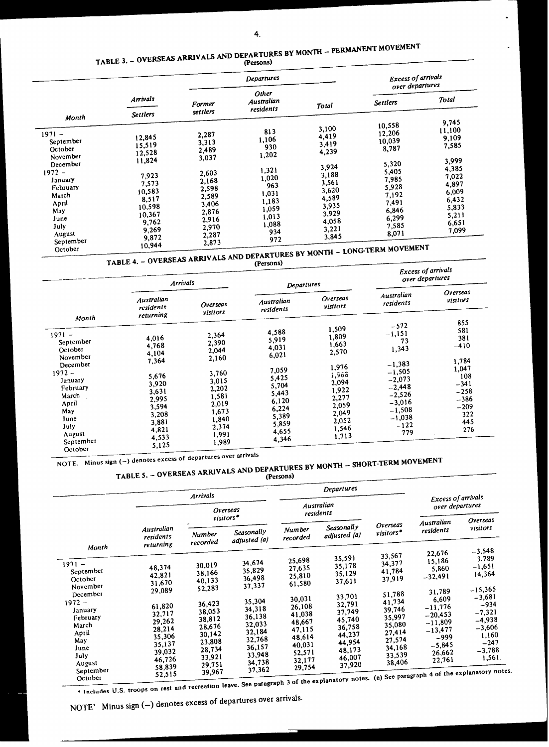## TABLE 3. – OVERSEAS ARRIVALS AND DEPARTURES BY MONTH – PERMANENT MOVEMENT

(Persons)

| Month | Arrivals | Departures | | | Excess of arrivals over departures | |
|---|---|---|---|---|---|---|
| | Settlers | Former settlers | Other Australian residents | Total | Settlers | Total |
| 1971 – | | | | | | |
| September | 12,845 | 2,287 | 813 | 3,100 | 10,558 | 9,745 |
| October | 15,519 | 3,313 | 1,106 | 4,419 | 12,206 | 11,100 |
| November | 12,528 | 2,489 | 930 | 3,419 | 10,039 | 9,109 |
| December | 11,824 | 3,037 | 1,202 | 4,239 | 8,787 | 7,585 |
| 1972 – | | | | | | |
| January | 7,923 | 2,603 | 1,321 | 3,924 | 5,320 | 3,999 |
| February | 7,573 | 2,168 | 1,020 | 3,188 | 5,405 | 4,385 |
| March | 10,583 | 2,598 | 963 | 3,561 | 7,985 | 7,022 |
| April | 8,517 | 2,589 | 1,031 | 3,620 | 5,928 | 4,897 |
| May | 10,598 | 3,406 | 1,183 | 4,589 | 7,192 | 6,009 |
| June | 10,367 | 2,876 | 1,059 | 3,935 | 7,491 | 6,432 |
| July | 9,762 | 2,916 | 1,013 | 3,929 | 6,846 | 5,833 |
| August | 9,269 | 2,970 | 1,088 | 4,058 | 6,299 | 5,211 |
| September | 9,872 | 2,287 | 934 | 3,221 | 7,585 | 6,651 |
| October | 10,944 | 2,873 | 972 | 3,845 | 8,071 | 7,099 |

## TABLE 4. – OVERSEAS ARRIVALS AND DEPARTURES BY MONTH – LONG-TERM MOVEMENT

(Persons)

| Month | Arrivals | | Departures | | Excess of arrivals over departures | |
|---|---|---|---|---|---|---|
| | Australian residents returning | Overseas visitors | Australian residents | Overseas visitors | Australian residents | Overseas visitors |
| 1971 – | | | | | | |
| September | 4,016 | 2,364 | 4,588 | 1,509 | –572 | 855 |
| October | 4,768 | 2,390 | 5,919 | 1,809 | –1,151 | 581 |
| November | 4,104 | 2,044 | 4,031 | 1,663 | 73 | 381 |
| December | 7,364 | 2,160 | 6,021 | 2,570 | 1,343 | –410 |
| 1972 – | | | | | | |
| January | 5,676 | 3,760 | 7,059 | 1,976 | –1,383 | 1,784 |
| February | 3,920 | 3,015 | 5,425 | 1,968 | –1,505 | 1,047 |
| March | 3,631 | 2,202 | 5,704 | 2,094 | –2,073 | 108 |
| April | 2,995 | 1,581 | 5,443 | 1,922 | –2,448 | –341 |
| May | 3,594 | 2,019 | 6,120 | 2,277 | –2,526 | –258 |
| June | 3,208 | 1,673 | 6,224 | 2,059 | –3,016 | –386 |
| July | 3,881 | 1,840 | 5,389 | 2,049 | –1,508 | –209 |
| August | 4,821 | 2,374 | 5,859 | 2,052 | –1,038 | 322 |
| September | 4,533 | 1,991 | 4,655 | 1,546 | –122 | 445 |
| October | 5,125 | 1,989 | 4,346 | 1,713 | 779 | 276 |

NOTE. Minus sign (–) denotes excess of departures over arrivals

## TABLE 5. – OVERSEAS ARRIVALS AND DEPARTURES BY MONTH – SHORT-TERM MOVEMENT

(Persons)

| Month | Arrivals | | | Departures | | | Excess of arrivals over departures | |
|---|---|---|---|---|---|---|---|---|
| | Australian residents returning | Overseas visitors* | | Australian residents | | Overseas visitors* | Australian residents | Overseas visitors |
| | | Number recorded | Seasonally adjusted (a) | Number recorded | Seasonally adjusted (a) | | | |
| 1971 – | | | | | | | | |
| September | 48,374 | 30,019 | 34,674 | 25,698 | 35,591 | 33,567 | 22,676 | –3,548 |
| October | 42,821 | 38,166 | 35,829 | 27,635 | 35,178 | 34,377 | 15,186 | 3,789 |
| November | 31,670 | 40,133 | 36,498 | 25,810 | 35,129 | 41,784 | 5,860 | –1,651 |
| December | 29,089 | 52,283 | 37,337 | 61,580 | 37,611 | 37,919 | –32,491 | 14,364 |
| 1972 – | | | | | | | | |
| January | 61,820 | 36,423 | 35,304 | 30,031 | 33,701 | 51,788 | 31,789 | –15,365 |
| February | 32,717 | 38,053 | 34,318 | 26,108 | 32,791 | 41,734 | 6,609 | –3,681 |
| March | 29,262 | 38,812 | 36,138 | 41,038 | 37,749 | 39,746 | –11,776 | –934 |
| April | 28,214 | 28,676 | 32,033 | 48,667 | 45,740 | 35,997 | –20,453 | –7,321 |
| May | 35,306 | 30,142 | 32,184 | 47,115 | 36,758 | 35,080 | –11,809 | –4,938 |
| June | 35,137 | 23,808 | 32,768 | 48,614 | 44,237 | 27,414 | –13,477 | –3,606 |
| July | 39,032 | 28,734 | 36,157 | 40,031 | 44,954 | 27,574 | –999 | 1,160 |
| August | 46,726 | 33,921 | 33,948 | 52,571 | 48,173 | 34,168 | –5,845 | –247 |
| September | 58,839 | 29,751 | 34,738 | 32,177 | 46,007 | 33,539 | 26,662 | –3,788 |
| October | 52,515 | 39,967 | 37,362 | 29,754 | 37,920 | 38,406 | 22,761 | 1,561 |

\* Includes U.S. troops on rest and recreation leave. See paragraph 3 of the explanatory notes. (a) See paragraph 4 of the explanatory notes.

NOTE' Minus sign (–) denotes excess of departures over arrivals.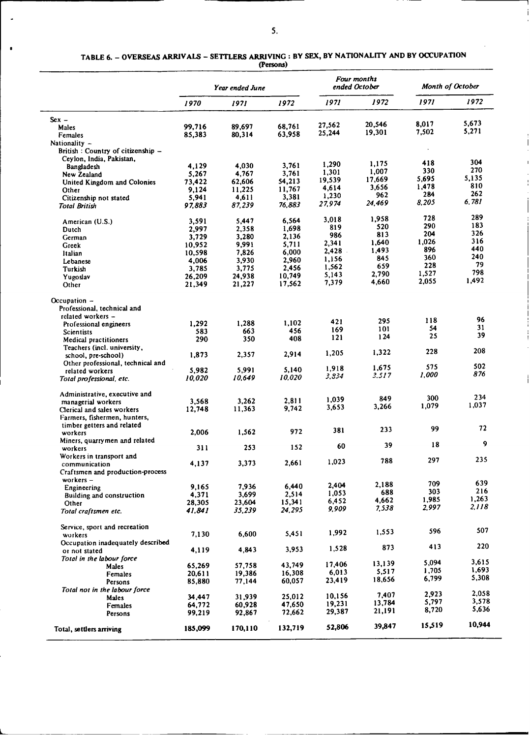## TABLE 6. – OVERSEAS ARRIVALS – SETTLERS ARRIVING : BY SEX, BY NATIONALITY AND BY OCCUPATION

(Persons)

| | Year ended June | | | Four months ended October | | Month of October | |
|---|---|---|---|---|---|---|---|
| | 1970 | 1971 | 1972 | 1971 | 1972 | 1971 | 1972 |
| Sex – | | | | | | | |
| Males | 99,716 | 89,697 | 68,761 | 27,562 | 20,546 | 8,017 | 5,673 |
| Females | 85,383 | 80,314 | 63,958 | 25,244 | 19,301 | 7,502 | 5,271 |
| Nationality – | | | | | | | |
| British : Country of citizenship – | | | | | | | |
| Ceylon, India, Pakistan, Bangladesh | 4,129 | 4,030 | 3,761 | 1,290 | 1,175 | 418 | 304 |
| New Zealand | 5,267 | 4,767 | 3,761 | 1,301 | 1,007 | 330 | 270 |
| United Kingdom and Colonies | 73,422 | 62,606 | 54,213 | 19,539 | 17,669 | 5,695 | 5,135 |
| Other | 9,124 | 11,225 | 11,767 | 4,614 | 3,656 | 1,478 | 810 |
| Citizenship not stated | 5,941 | 4,611 | 3,381 | 1,230 | 962 | 284 | 262 |
| *Total British* | *97,883* | *87,239* | *76,883* | *27,974* | *24,469* | *8,205* | *6,781* |
| American (U.S.) | 3,591 | 5,447 | 6,564 | 3,018 | 1,958 | 728 | 289 |
| Dutch | 2,997 | 2,358 | 1,698 | 819 | 520 | 290 | 183 |
| German | 3,729 | 3,280 | 2,136 | 986 | 813 | 204 | 326 |
| Greek | 10,952 | 9,991 | 5,711 | 2,341 | 1,640 | 1,026 | 316 |
| Italian | 10,598 | 7,826 | 6,000 | 2,428 | 1,493 | 896 | 440 |
| Lebanese | 4,006 | 3,930 | 2,960 | 1,156 | 845 | 360 | 240 |
| Turkish | 3,785 | 3,775 | 2,456 | 1,562 | 659 | 228 | 79 |
| Yugoslav | 26,209 | 24,938 | 10,749 | 5,143 | 2,790 | 1,527 | 798 |
| Other | 21,349 | 21,227 | 17,562 | 7,379 | 4,660 | 2,055 | 1,492 |
| Occupation – | | | | | | | |
| Professional, technical and related workers – | | | | | | | |
| Professional engineers | 1,292 | 1,288 | 1,102 | 421 | 295 | 118 | 96 |
| Scientists | 583 | 663 | 456 | 169 | 101 | 54 | 31 |
| Medical practitioners | 290 | 350 | 408 | 121 | 124 | 25 | 39 |
| Teachers (incl. university, school, pre-school) | 1,873 | 2,357 | 2,914 | 1,205 | 1,322 | 228 | 208 |
| Other professional, technical and related workers | 5,982 | 5,991 | 5,140 | 1,918 | 1,675 | 575 | 502 |
| *Total professional, etc.* | *10,020* | *10,649* | *10,020* | *3,834* | *3,517* | *1,000* | *876* |
| Administrative, executive and managerial workers | 3,568 | 3,262 | 2,811 | 1,039 | 849 | 300 | 234 |
| Clerical and sales workers | 12,748 | 11,363 | 9,742 | 3,653 | 3,266 | 1,079 | 1,037 |
| Farmers, fishermen, hunters, timber getters and related workers | 2,006 | 1,562 | 972 | 381 | 233 | 99 | 72 |
| Miners, quarrymen and related workers | 311 | 253 | 152 | 60 | 39 | 18 | 9 |
| Workers in transport and communication | 4,137 | 3,373 | 2,661 | 1,023 | 788 | 297 | 235 |
| Craftsmen and production-process workers – | | | | | | | |
| Engineering | 9,165 | 7,936 | 6,440 | 2,404 | 2,188 | 709 | 639 |
| Building and construction | 4,371 | 3,699 | 2,514 | 1,053 | 688 | 303 | 216 |
| Other | 28,305 | 23,604 | 15,341 | 6,452 | 4,662 | 1,985 | 1,263 |
| *Total craftsmen etc.* | *41,841* | *35,239* | *24,295* | *9,909* | *7,538* | *2,997* | *2,118* |
| Service, sport and recreation workers | 7,130 | 6,600 | 5,451 | 1,992 | 1,553 | 596 | 507 |
| Occupation inadequately described or not stated | 4,119 | 4,843 | 3,953 | 1,528 | 873 | 413 | 220 |
| *Total in the labour force* | | | | | | | |
| Males | 65,269 | 57,758 | 43,749 | 17,406 | 13,139 | 5,094 | 3,615 |
| Females | 20,611 | 19,386 | 16,308 | 6,013 | 5,517 | 1,705 | 1,693 |
| Persons | 85,880 | 77,144 | 60,057 | 23,419 | 18,656 | 6,799 | 5,308 |
| *Total not in the labour force* | | | | | | | |
| Males | 34,447 | 31,939 | 25,012 | 10,156 | 7,407 | 2,923 | 2,058 |
| Females | 64,772 | 60,928 | 47,650 | 19,231 | 13,784 | 5,797 | 3,578 |
| Persons | 99,219 | 92,867 | 72,662 | 29,387 | 21,191 | 8,720 | 5,636 |
| Total, settlers arriving | 185,099 | 170,110 | 132,719 | 52,806 | 39,847 | 15,519 | 10,944 |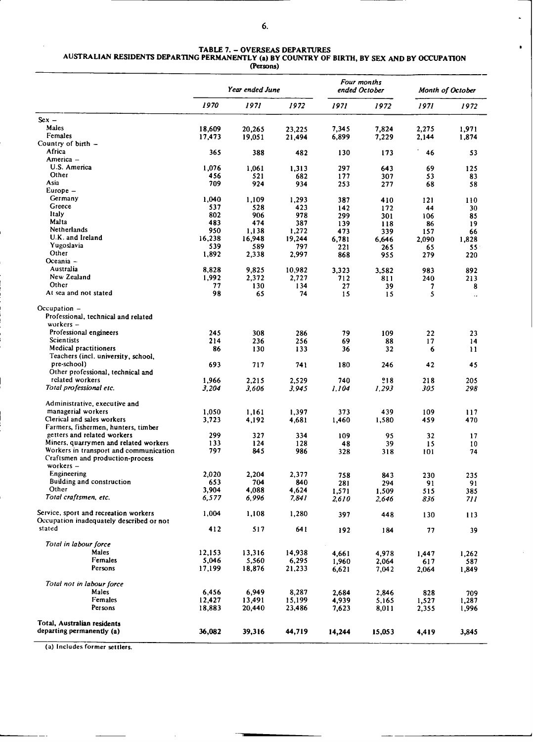## TABLE 7. – OVERSEAS DEPARTURES
### AUSTRALIAN RESIDENTS DEPARTING PERMANENTLY (a) BY COUNTRY OF BIRTH, BY SEX AND BY OCCUPATION
(Persons)

| | Year ended June | | | Four months ended October | | Month of October | |
|---|---|---|---|---|---|---|---|
| | 1970 | 1971 | 1972 | 1971 | 1972 | 1971 | 1972 |
| Sex – | | | | | | | |
| Males | 18,609 | 20,265 | 23,225 | 7,345 | 7,824 | 2,275 | 1,971 |
| Females | 17,473 | 19,051 | 21,494 | 6,899 | 7,229 | 2,144 | 1,874 |
| Country of birth – | | | | | | | |
| Africa | 365 | 388 | 482 | 130 | 173 | 46 | 53 |
| America – | | | | | | | |
| U.S. America | 1,076 | 1,061 | 1,313 | 297 | 643 | 69 | 125 |
| Other | 456 | 521 | 682 | 177 | 307 | 53 | 83 |
| Asia | 709 | 924 | 934 | 253 | 277 | 68 | 58 |
| Europe – | | | | | | | |
| Germany | 1,040 | 1,109 | 1,293 | 387 | 410 | 121 | 110 |
| Greece | 537 | 528 | 423 | 142 | 172 | 44 | 30 |
| Italy | 802 | 906 | 978 | 299 | 301 | 106 | 85 |
| Malta | 483 | 474 | 387 | 139 | 118 | 86 | 19 |
| Netherlands | 950 | 1,138 | 1,272 | 473 | 339 | 157 | 66 |
| U.K. and Ireland | 16,238 | 16,948 | 19,244 | 6,781 | 6,646 | 2,090 | 1,828 |
| Yugoslavia | 539 | 589 | 797 | 221 | 265 | 65 | 55 |
| Other | 1,892 | 2,338 | 2,997 | 868 | 955 | 279 | 220 |
| Oceania – | | | | | | | |
| Australia | 8,828 | 9,825 | 10,982 | 3,323 | 3,582 | 983 | 892 |
| New Zealand | 1,992 | 2,372 | 2,727 | 712 | 811 | 240 | 213 |
| Other | 77 | 130 | 134 | 27 | 39 | 7 | 8 |
| At sea and not stated | 98 | 65 | 74 | 15 | 15 | 5 | .. |
| Occupation – | | | | | | | |
| Professional, technical and related workers – | | | | | | | |
| Professional engineers | 245 | 308 | 286 | 79 | 109 | 22 | 23 |
| Scientists | 214 | 236 | 256 | 69 | 88 | 17 | 14 |
| Medical practitioners | 86 | 130 | 133 | 36 | 32 | 6 | 11 |
| Teachers (incl. university, school, pre-school) | 693 | 717 | 741 | 180 | 246 | 42 | 45 |
| Other professional, technical and related workers | 1,966 | 2,215 | 2,529 | 740 | 818 | 218 | 205 |
| *Total professional etc.* | *3,204* | *3,606* | *3,945* | *1,104* | *1,293* | *305* | *298* |
| Administrative, executive and managerial workers | 1,050 | 1,161 | 1,397 | 373 | 439 | 109 | 117 |
| Clerical and sales workers | 3,723 | 4,192 | 4,681 | 1,460 | 1,580 | 459 | 470 |
| Farmers, fishermen, hunters, timber getters and related workers | 299 | 327 | 334 | 109 | 95 | 32 | 17 |
| Miners, quarrymen and related workers | 133 | 124 | 128 | 48 | 39 | 15 | 10 |
| Workers in transport and communication | 797 | 845 | 986 | 328 | 318 | 101 | 74 |
| Craftsmen and production-process workers – | | | | | | | |
| Engineering | 2,020 | 2,204 | 2,377 | 758 | 843 | 230 | 235 |
| Building and construction | 653 | 704 | 840 | 281 | 294 | 91 | 91 |
| Other | 3,904 | 4,088 | 4,624 | 1,571 | 1,509 | 515 | 385 |
| *Total craftsmen, etc.* | *6,577* | *6,996* | *7,841* | *2,610* | *2,646* | *836* | *711* |
| Service, sport and recreation workers | 1,004 | 1,108 | 1,280 | 397 | 448 | 130 | 113 |
| Occupation inadequately described or not stated | 412 | 517 | 641 | 192 | 184 | 77 | 39 |
| *Total in labour force* | | | | | | | |
| Males | 12,153 | 13,316 | 14,938 | 4,661 | 4,978 | 1,447 | 1,262 |
| Females | 5,046 | 5,560 | 6,295 | 1,960 | 2,064 | 617 | 587 |
| Persons | 17,199 | 18,876 | 21,233 | 6,621 | 7,042 | 2,064 | 1,849 |
| *Total not in labour force* | | | | | | | |
| Males | 6,456 | 6,949 | 8,287 | 2,684 | 2,846 | 828 | 709 |
| Females | 12,427 | 13,491 | 15,199 | 4,939 | 5,165 | 1,527 | 1,287 |
| Persons | 18,883 | 20,440 | 23,486 | 7,623 | 8,011 | 2,355 | 1,996 |
| Total, Australian residents departing permanently (a) | 36,082 | 39,316 | 44,719 | 14,244 | 15,053 | 4,419 | 3,845 |

(a) Includes former settlers.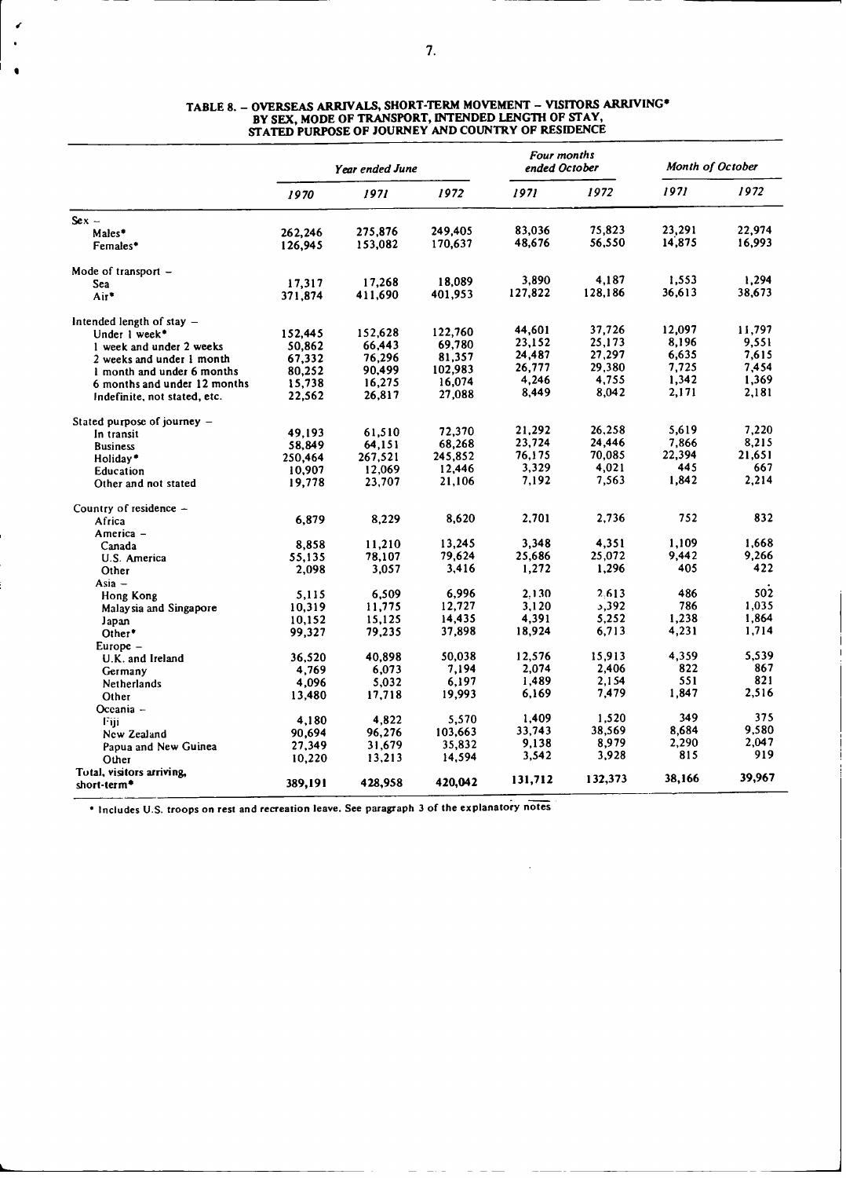# TABLE 8. – OVERSEAS ARRIVALS, SHORT-TERM MOVEMENT – VISITORS ARRIVING* BY SEX, MODE OF TRANSPORT, INTENDED LENGTH OF STAY, STATED PURPOSE OF JOURNEY AND COUNTRY OF RESIDENCE

| | *Year ended June* | | | *Four months ended October* | | *Month of October* | |
|---|---|---|---|---|---|---|---|
| | *1970* | *1971* | *1972* | *1971* | *1972* | *1971* | *1972* |
| Sex – | | | | | | | |
| Males* | 262,246 | 275,876 | 249,405 | 83,036 | 75,823 | 23,291 | 22,974 |
| Females* | 126,945 | 153,082 | 170,637 | 48,676 | 56,550 | 14,875 | 16,993 |
| Mode of transport – | | | | | | | |
| Sea | 17,317 | 17,268 | 18,089 | 3,890 | 4,187 | 1,553 | 1,294 |
| Air* | 371,874 | 411,690 | 401,953 | 127,822 | 128,186 | 36,613 | 38,673 |
| Intended length of stay – | | | | | | | |
| Under 1 week* | 152,445 | 152,628 | 122,760 | 44,601 | 37,726 | 12,097 | 11,797 |
| 1 week and under 2 weeks | 50,862 | 66,443 | 69,780 | 23,152 | 25,173 | 8,196 | 9,551 |
| 2 weeks and under 1 month | 67,332 | 76,296 | 81,357 | 24,487 | 27,297 | 6,635 | 7,615 |
| 1 month and under 6 months | 80,252 | 90,499 | 102,983 | 26,777 | 29,380 | 7,725 | 7,454 |
| 6 months and under 12 months | 15,738 | 16,275 | 16,074 | 4,246 | 4,755 | 1,342 | 1,369 |
| Indefinite, not stated, etc. | 22,562 | 26,817 | 27,088 | 8,449 | 8,042 | 2,171 | 2,181 |
| Stated purpose of journey – | | | | | | | |
| In transit | 49,193 | 61,510 | 72,370 | 21,292 | 26,258 | 5,619 | 7,220 |
| Business | 58,849 | 64,151 | 68,268 | 23,724 | 24,446 | 7,866 | 8,215 |
| Holiday* | 250,464 | 267,521 | 245,852 | 76,175 | 70,085 | 22,394 | 21,651 |
| Education | 10,907 | 12,069 | 12,446 | 3,329 | 4,021 | 445 | 667 |
| Other and not stated | 19,778 | 23,707 | 21,106 | 7,192 | 7,563 | 1,842 | 2,214 |
| Country of residence – | | | | | | | |
| Africa | 6,879 | 8,229 | 8,620 | 2,701 | 2,736 | 752 | 832 |
| America – | | | | | | | |
| Canada | 8,858 | 11,210 | 13,245 | 3,348 | 4,351 | 1,109 | 1,668 |
| U.S. America | 55,135 | 78,107 | 79,624 | 25,686 | 25,072 | 9,442 | 9,266 |
| Other | 2,098 | 3,057 | 3,416 | 1,272 | 1,296 | 405 | 422 |
| Asia – | | | | | | | |
| Hong Kong | 5,115 | 6,509 | 6,996 | 2,130 | 2,613 | 486 | 502 |
| Malaysia and Singapore | 10,319 | 11,775 | 12,727 | 3,120 | 3,392 | 786 | 1,035 |
| Japan | 10,152 | 15,125 | 14,435 | 4,391 | 5,252 | 1,238 | 1,864 |
| Other* | 99,327 | 79,235 | 37,898 | 18,924 | 6,713 | 4,231 | 1,714 |
| Europe – | | | | | | | |
| U.K. and Ireland | 36,520 | 40,898 | 50,038 | 12,576 | 15,913 | 4,359 | 5,539 |
| Germany | 4,769 | 6,073 | 7,194 | 2,074 | 2,406 | 822 | 867 |
| Netherlands | 4,096 | 5,032 | 6,197 | 1,489 | 2,154 | 551 | 821 |
| Other | 13,480 | 17,718 | 19,993 | 6,169 | 7,479 | 1,847 | 2,516 |
| Oceania – | | | | | | | |
| Fiji | 4,180 | 4,822 | 5,570 | 1,409 | 1,520 | 349 | 375 |
| New Zealand | 90,694 | 96,276 | 103,663 | 33,743 | 38,569 | 8,684 | 9,580 |
| Papua and New Guinea | 27,349 | 31,679 | 35,832 | 9,138 | 8,979 | 2,290 | 2,047 |
| Other | 10,220 | 13,213 | 14,594 | 3,542 | 3,928 | 815 | 919 |
| Total, visitors arriving, short-term* | 389,191 | 428,958 | 420,042 | 131,712 | 132,373 | 38,166 | 39,967 |

* Includes U.S. troops on rest and recreation leave. See paragraph 3 of the explanatory notes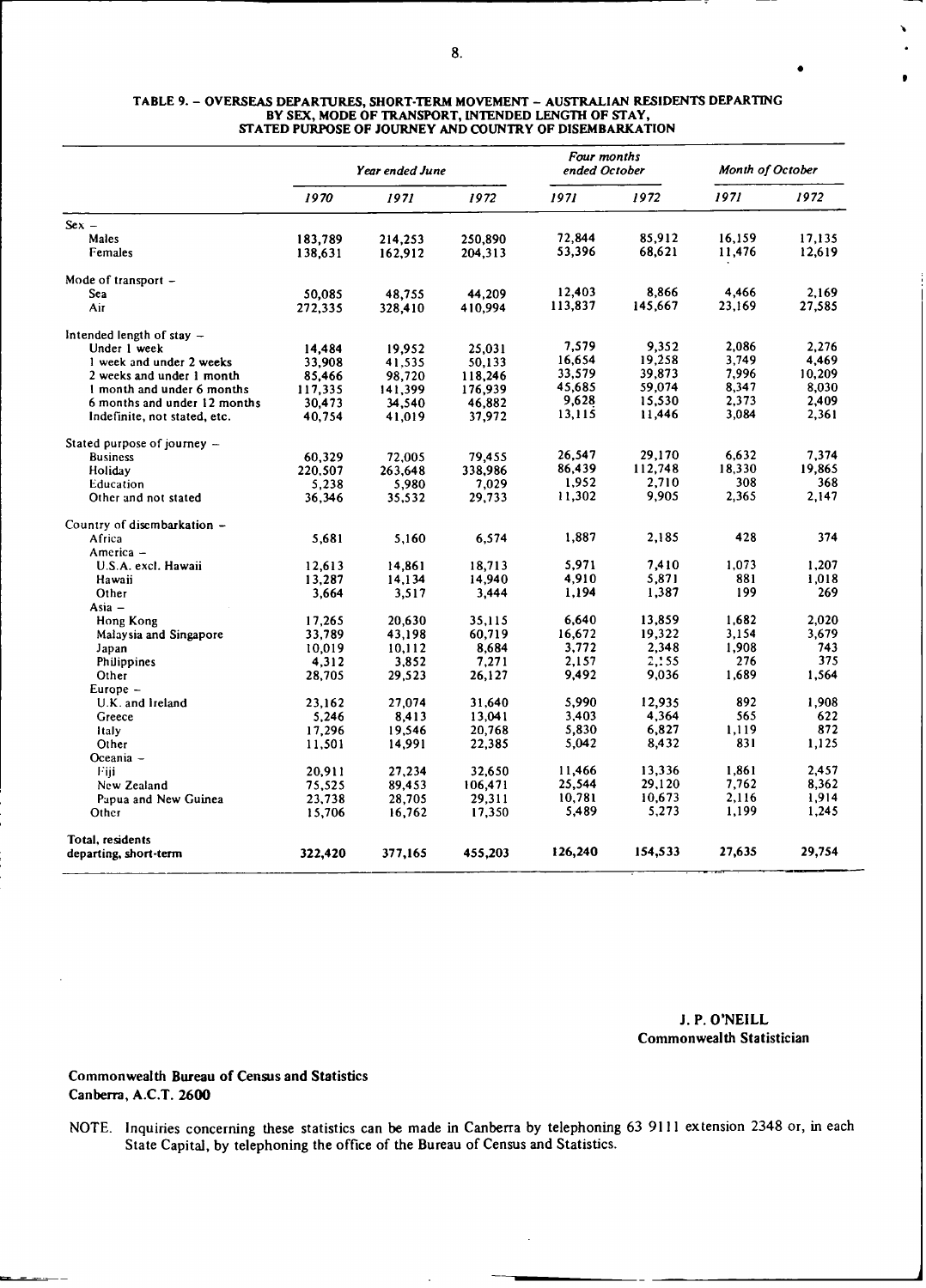**TABLE 9. – OVERSEAS DEPARTURES, SHORT-TERM MOVEMENT – AUSTRALIAN RESIDENTS DEPARTING BY SEX, MODE OF TRANSPORT, INTENDED LENGTH OF STAY, STATED PURPOSE OF JOURNEY AND COUNTRY OF DISEMBARKATION**

| | *Year ended June* | | | *Four months ended October* | | *Month of October* | |
|---|---|---|---|---|---|---|---|
| | *1970* | *1971* | *1972* | *1971* | *1972* | *1971* | *1972* |
| Sex – | | | | | | | |
| Males | 183,789 | 214,253 | 250,890 | 72,844 | 85,912 | 16,159 | 17,135 |
| Females | 138,631 | 162,912 | 204,313 | 53,396 | 68,621 | 11,476 | 12,619 |
| Mode of transport – | | | | | | | |
| Sea | 50,085 | 48,755 | 44,209 | 12,403 | 8,866 | 4,466 | 2,169 |
| Air | 272,335 | 328,410 | 410,994 | 113,837 | 145,667 | 23,169 | 27,585 |
| Intended length of stay – | | | | | | | |
| Under 1 week | 14,484 | 19,952 | 25,031 | 7,579 | 9,352 | 2,086 | 2,276 |
| 1 week and under 2 weeks | 33,908 | 41,535 | 50,133 | 16,654 | 19,258 | 3,749 | 4,469 |
| 2 weeks and under 1 month | 85,466 | 98,720 | 118,246 | 33,579 | 39,873 | 7,996 | 10,209 |
| 1 month and under 6 months | 117,335 | 141,399 | 176,939 | 45,685 | 59,074 | 8,347 | 8,030 |
| 6 months and under 12 months | 30,473 | 34,540 | 46,882 | 9,628 | 15,530 | 2,373 | 2,409 |
| Indefinite, not stated, etc. | 40,754 | 41,019 | 37,972 | 13,115 | 11,446 | 3,084 | 2,361 |
| Stated purpose of journey – | | | | | | | |
| Business | 60,329 | 72,005 | 79,455 | 26,547 | 29,170 | 6,632 | 7,374 |
| Holiday | 220,507 | 263,648 | 338,986 | 86,439 | 112,748 | 18,330 | 19,865 |
| Education | 5,238 | 5,980 | 7,029 | 1,952 | 2,710 | 308 | 368 |
| Other and not stated | 36,346 | 35,532 | 29,733 | 11,302 | 9,905 | 2,365 | 2,147 |
| Country of disembarkation – | | | | | | | |
| Africa | 5,681 | 5,160 | 6,574 | 1,887 | 2,185 | 428 | 374 |
| America – | | | | | | | |
| U.S.A. excl. Hawaii | 12,613 | 14,861 | 18,713 | 5,971 | 7,410 | 1,073 | 1,207 |
| Hawaii | 13,287 | 14,134 | 14,940 | 4,910 | 5,871 | 881 | 1,018 |
| Other | 3,664 | 3,517 | 3,444 | 1,194 | 1,387 | 199 | 269 |
| Asia – | | | | | | | |
| Hong Kong | 17,265 | 20,630 | 35,115 | 6,640 | 13,859 | 1,682 | 2,020 |
| Malaysia and Singapore | 33,789 | 43,198 | 60,719 | 16,672 | 19,322 | 3,154 | 3,679 |
| Japan | 10,019 | 10,112 | 8,684 | 3,772 | 2,348 | 1,908 | 743 |
| Philippines | 4,312 | 3,852 | 7,271 | 2,157 | 2,155 | 276 | 375 |
| Other | 28,705 | 29,523 | 26,127 | 9,492 | 9,036 | 1,689 | 1,564 |
| Europe – | | | | | | | |
| U.K. and Ireland | 23,162 | 27,074 | 31,640 | 5,990 | 12,935 | 892 | 1,908 |
| Greece | 5,246 | 8,413 | 13,041 | 3,403 | 4,364 | 565 | 622 |
| Italy | 17,296 | 19,546 | 20,768 | 5,830 | 6,827 | 1,119 | 872 |
| Other | 11,501 | 14,991 | 22,385 | 5,042 | 8,432 | 831 | 1,125 |
| Oceania – | | | | | | | |
| Fiji | 20,911 | 27,234 | 32,650 | 11,466 | 13,336 | 1,861 | 2,457 |
| New Zealand | 75,525 | 89,453 | 106,471 | 25,544 | 29,120 | 7,762 | 8,362 |
| Papua and New Guinea | 23,738 | 28,705 | 29,311 | 10,781 | 10,673 | 2,116 | 1,914 |
| Other | 15,706 | 16,762 | 17,350 | 5,489 | 5,273 | 1,199 | 1,245 |
| Total, residents departing, short-term | 322,420 | 377,165 | 455,203 | 126,240 | 154,533 | 27,635 | 29,754 |

**J. P. O'NEILL**
**Commonwealth Statistician**

**Commonwealth Bureau of Census and Statistics**
**Canberra, A.C.T. 2600**

NOTE. Inquiries concerning these statistics can be made in Canberra by telephoning 63 9111 extension 2348 or, in each State Capital, by telephoning the office of the Bureau of Census and Statistics.